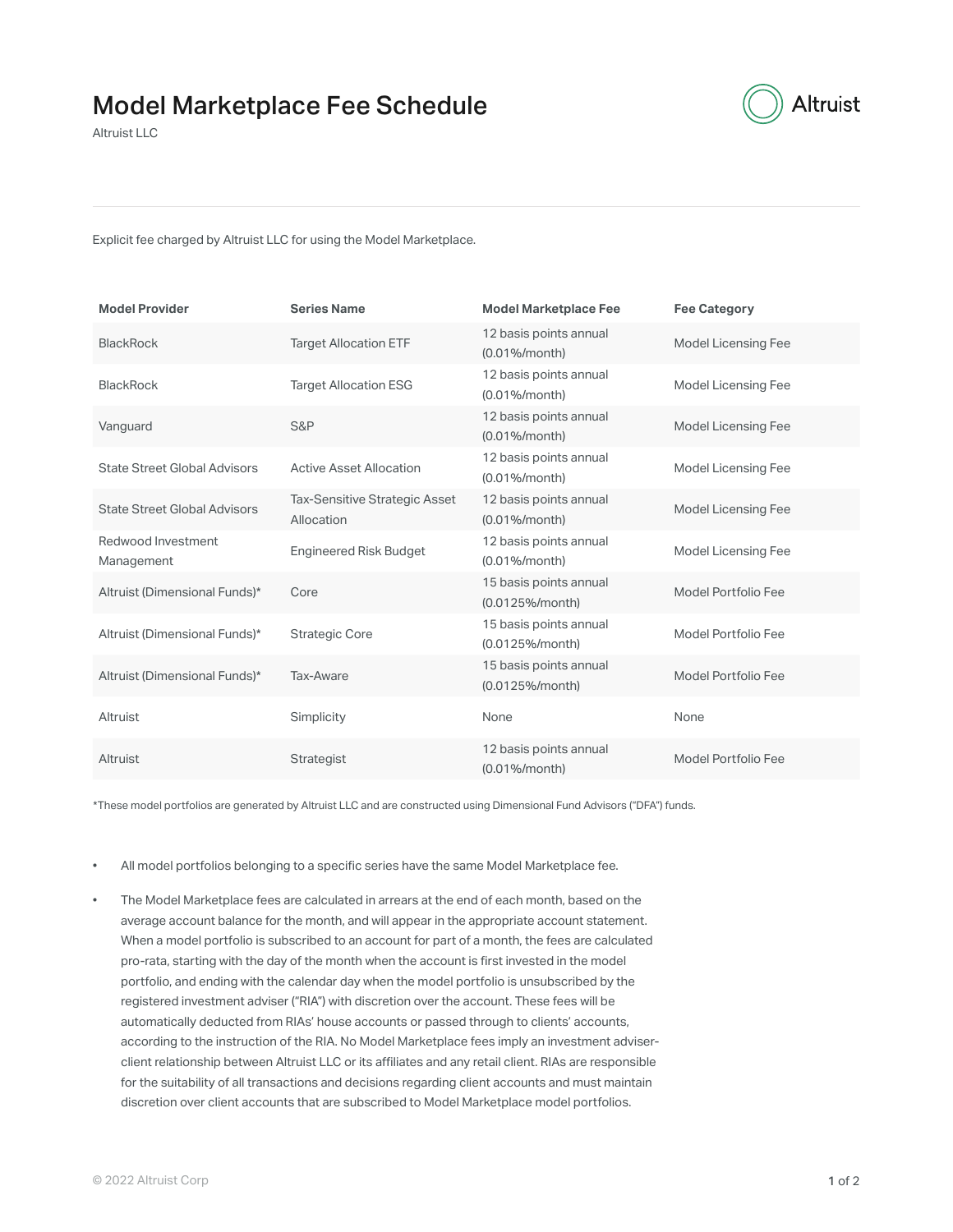# Model Marketplace Fee Schedule

Altruist LLC

Explicit fee charged by Altruist LLC for using the Model Marketplace.

| Model Provider | Series Name | Model Marketplace Fee | Fee Category |
|---|---|---|---|
| BlackRock | Target Allocation ETF | 12 basis points annual (0.01%/month) | Model Licensing Fee |
| BlackRock | Target Allocation ESG | 12 basis points annual (0.01%/month) | Model Licensing Fee |
| Vanguard | S&P | 12 basis points annual (0.01%/month) | Model Licensing Fee |
| State Street Global Advisors | Active Asset Allocation | 12 basis points annual (0.01%/month) | Model Licensing Fee |
| State Street Global Advisors | Tax-Sensitive Strategic Asset Allocation | 12 basis points annual (0.01%/month) | Model Licensing Fee |
| Redwood Investment Management | Engineered Risk Budget | 12 basis points annual (0.01%/month) | Model Licensing Fee |
| Altruist (Dimensional Funds)* | Core | 15 basis points annual (0.0125%/month) | Model Portfolio Fee |
| Altruist (Dimensional Funds)* | Strategic Core | 15 basis points annual (0.0125%/month) | Model Portfolio Fee |
| Altruist (Dimensional Funds)* | Tax-Aware | 15 basis points annual (0.0125%/month) | Model Portfolio Fee |
| Altruist | Simplicity | None | None |
| Altruist | Strategist | 12 basis points annual (0.01%/month) | Model Portfolio Fee |

*These model portfolios are generated by Altruist LLC and are constructed using Dimensional Fund Advisors ("DFA") funds.

- All model portfolios belonging to a specific series have the same Model Marketplace fee.
- The Model Marketplace fees are calculated in arrears at the end of each month, based on the average account balance for the month, and will appear in the appropriate account statement. When a model portfolio is subscribed to an account for part of a month, the fees are calculated pro-rata, starting with the day of the month when the account is first invested in the model portfolio, and ending with the calendar day when the model portfolio is unsubscribed by the registered investment adviser ("RIA") with discretion over the account. These fees will be automatically deducted from RIAs' house accounts or passed through to clients' accounts, according to the instruction of the RIA. No Model Marketplace fees imply an investment adviser-client relationship between Altruist LLC or its affiliates and any retail client. RIAs are responsible for the suitability of all transactions and decisions regarding client accounts and must maintain discretion over client accounts that are subscribed to Model Marketplace model portfolios.

© 2022 Altruist Corp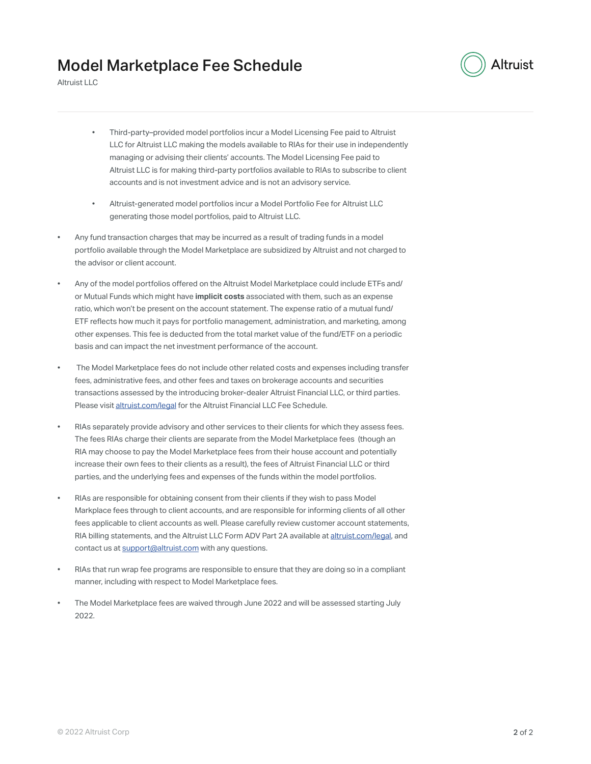# Model Marketplace Fee Schedule

Altruist LLC

    - Third-party–provided model portfolios incur a Model Licensing Fee paid to Altruist LLC for Altruist LLC making the models available to RIAs for their use in independently managing or advising their clients' accounts. The Model Licensing Fee paid to Altruist LLC is for making third-party portfolios available to RIAs to subscribe to client accounts and is not investment advice and is not an advisory service.
    - Altruist-generated model portfolios incur a Model Portfolio Fee for Altruist LLC generating those model portfolios, paid to Altruist LLC.
- Any fund transaction charges that may be incurred as a result of trading funds in a model portfolio available through the Model Marketplace are subsidized by Altruist and not charged to the advisor or client account.
- Any of the model portfolios offered on the Altruist Model Marketplace could include ETFs and/or Mutual Funds which might have **implicit costs** associated with them, such as an expense ratio, which won't be present on the account statement. The expense ratio of a mutual fund/ETF reflects how much it pays for portfolio management, administration, and marketing, among other expenses. This fee is deducted from the total market value of the fund/ETF on a periodic basis and can impact the net investment performance of the account.
- The Model Marketplace fees do not include other related costs and expenses including transfer fees, administrative fees, and other fees and taxes on brokerage accounts and securities transactions assessed by the introducing broker-dealer Altruist Financial LLC, or third parties. Please visit [altruist.com/legal](altruist.com/legal) for the Altruist Financial LLC Fee Schedule.
- RIAs separately provide advisory and other services to their clients for which they assess fees. The fees RIAs charge their clients are separate from the Model Marketplace fees (though an RIA may choose to pay the Model Marketplace fees from their house account and potentially increase their own fees to their clients as a result), the fees of Altruist Financial LLC or third parties, and the underlying fees and expenses of the funds within the model portfolios.
- RIAs are responsible for obtaining consent from their clients if they wish to pass Model Markplace fees through to client accounts, and are responsible for informing clients of all other fees applicable to client accounts as well. Please carefully review customer account statements, RIA billing statements, and the Altruist LLC Form ADV Part 2A available at [altruist.com/legal](altruist.com/legal), and contact us at [support@altruist.com](mailto:support@altruist.com) with any questions.
- RIAs that run wrap fee programs are responsible to ensure that they are doing so in a compliant manner, including with respect to Model Marketplace fees.
- The Model Marketplace fees are waived through June 2022 and will be assessed starting July 2022.

© 2022 Altruist Corp